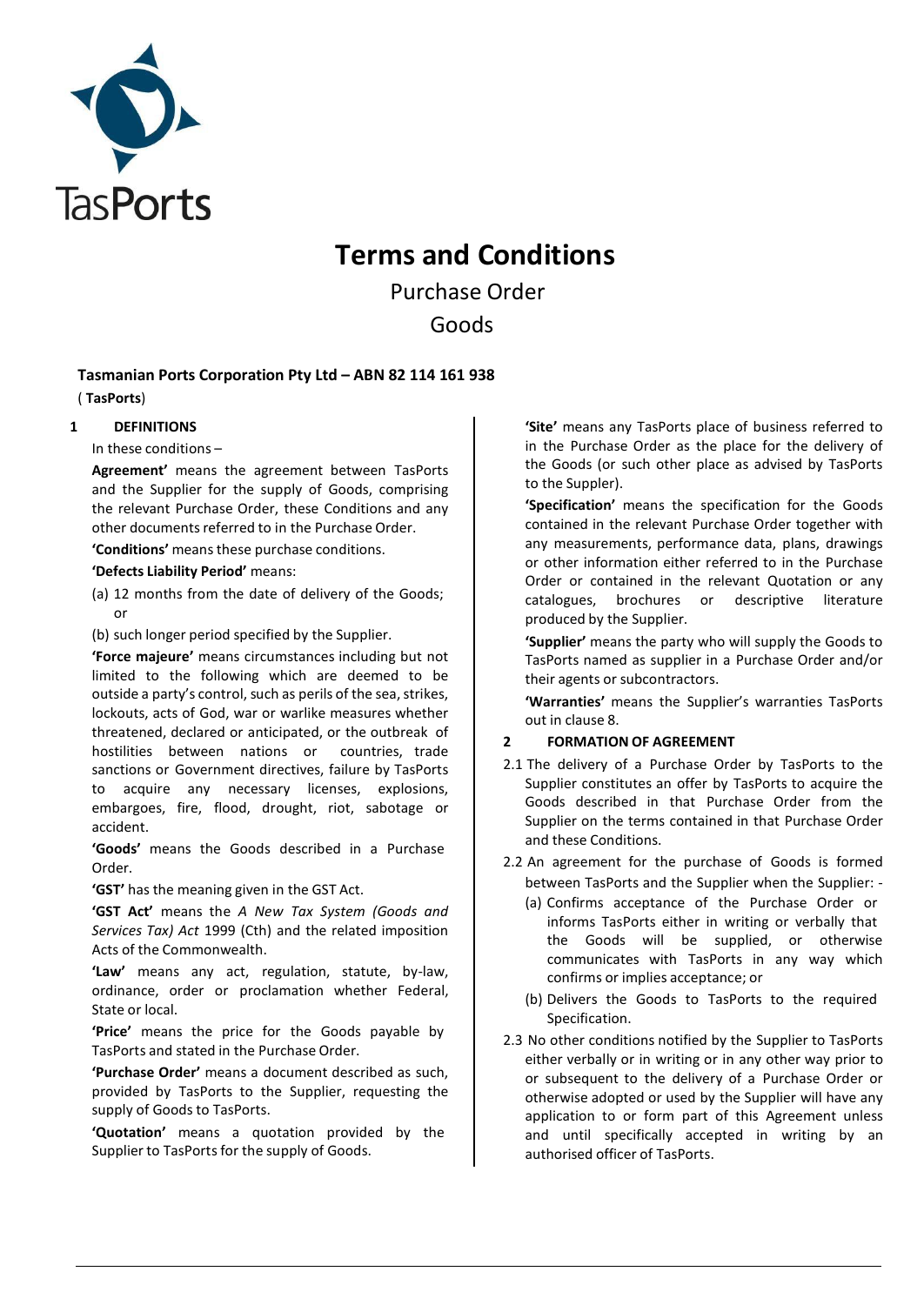# Terms and Conditions

## Purchase Order

## Goods

**Tasmanian Ports Corporation Pty Ltd – ABN 82 114 161 938**

( **TasPorts**)

### 1 DEFINITIONS

In these conditions –

**'Agreement'** means the agreement between TasPorts and the Supplier for the supply of Goods, comprising the relevant Purchase Order, these Conditions and any other documents referred to in the Purchase Order.

**'Conditions'** means these purchase conditions.

**'Defects Liability Period'** means:

(a) 12 months from the date of delivery of the Goods; or

(b) such longer period specified by the Supplier.

**'Force majeure'** means circumstances including but not limited to the following which are deemed to be outside a party's control, such as perils of the sea, strikes, lockouts, acts of God, war or warlike measures whether threatened, declared or anticipated, or the outbreak of hostilities between nations or countries, trade sanctions or Government directives, failure by TasPorts to acquire any necessary licenses, explosions, embargoes, fire, flood, drought, riot, sabotage or accident.

**'Goods'** means the Goods described in a Purchase Order.

**'GST'** has the meaning given in the GST Act.

**'GST Act'** means the *A New Tax System (Goods and Services Tax) Act* 1999 (Cth) and the related imposition Acts of the Commonwealth.

**'Law'** means any act, regulation, statute, by-law, ordinance, order or proclamation whether Federal, State or local.

**'Price'** means the price for the Goods payable by TasPorts and stated in the Purchase Order.

**'Purchase Order'** means a document described as such, provided by TasPorts to the Supplier, requesting the supply of Goods to TasPorts.

**'Quotation'** means a quotation provided by the Supplier to TasPorts for the supply of Goods.

**'Site'** means any TasPorts place of business referred to in the Purchase Order as the place for the delivery of the Goods (or such other place as advised by TasPorts to the Suppler).

**'Specification'** means the specification for the Goods contained in the relevant Purchase Order together with any measurements, performance data, plans, drawings or other information either referred to in the Purchase Order or contained in the relevant Quotation or any catalogues, brochures or descriptive literature produced by the Supplier.

**'Supplier'** means the party who will supply the Goods to TasPorts named as supplier in a Purchase Order and/or their agents or subcontractors.

**'Warranties'** means the Supplier's warranties TasPorts out in clause 8.

### 2 FORMATION OF AGREEMENT

2.1 The delivery of a Purchase Order by TasPorts to the Supplier constitutes an offer by TasPorts to acquire the Goods described in that Purchase Order from the Supplier on the terms contained in that Purchase Order and these Conditions.

2.2 An agreement for the purchase of Goods is formed between TasPorts and the Supplier when the Supplier: -

(a) Confirms acceptance of the Purchase Order or informs TasPorts either in writing or verbally that the Goods will be supplied, or otherwise communicates with TasPorts in any way which confirms or implies acceptance; or

(b) Delivers the Goods to TasPorts to the required Specification.

2.3 No other conditions notified by the Supplier to TasPorts either verbally or in writing or in any other way prior to or subsequent to the delivery of a Purchase Order or otherwise adopted or used by the Supplier will have any application to or form part of this Agreement unless and until specifically accepted in writing by an authorised officer of TasPorts.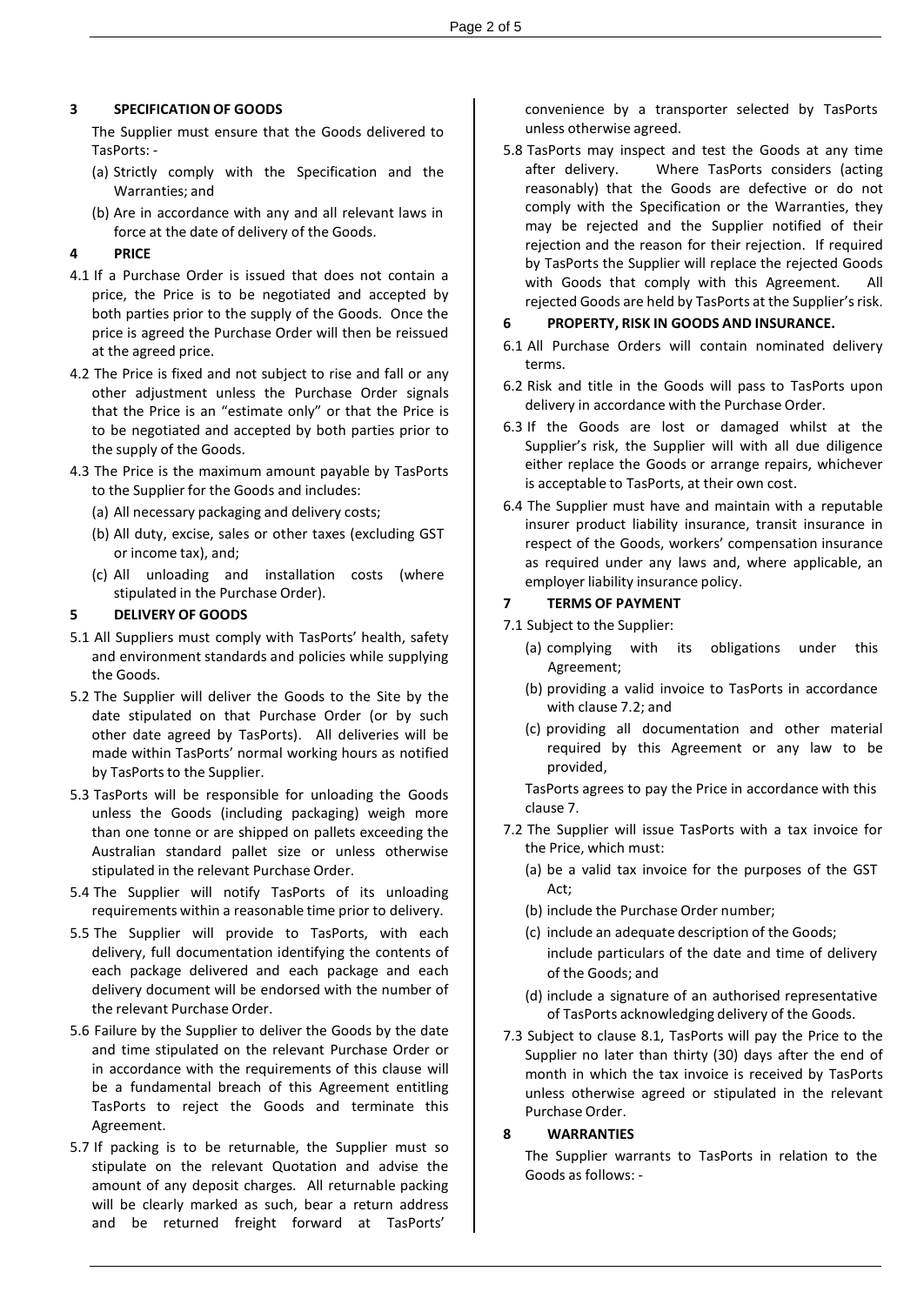## 3 SPECIFICATION OF GOODS

The Supplier must ensure that the Goods delivered to TasPorts: -

(a) Strictly comply with the Specification and the Warranties; and

(b) Are in accordance with any and all relevant laws in force at the date of delivery of the Goods.

## 4 PRICE

4.1 If a Purchase Order is issued that does not contain a price, the Price is to be negotiated and accepted by both parties prior to the supply of the Goods. Once the price is agreed the Purchase Order will then be reissued at the agreed price.

4.2 The Price is fixed and not subject to rise and fall or any other adjustment unless the Purchase Order signals that the Price is an "estimate only" or that the Price is to be negotiated and accepted by both parties prior to the supply of the Goods.

4.3 The Price is the maximum amount payable by TasPorts to the Supplier for the Goods and includes:

(a) All necessary packaging and delivery costs;

(b) All duty, excise, sales or other taxes (excluding GST or income tax), and;

(c) All unloading and installation costs (where stipulated in the Purchase Order).

## 5 DELIVERY OF GOODS

5.1 All Suppliers must comply with TasPorts' health, safety and environment standards and policies while supplying the Goods.

5.2 The Supplier will deliver the Goods to the Site by the date stipulated on that Purchase Order (or by such other date agreed by TasPorts). All deliveries will be made within TasPorts' normal working hours as notified by TasPorts to the Supplier.

5.3 TasPorts will be responsible for unloading the Goods unless the Goods (including packaging) weigh more than one tonne or are shipped on pallets exceeding the Australian standard pallet size or unless otherwise stipulated in the relevant Purchase Order.

5.4 The Supplier will notify TasPorts of its unloading requirements within a reasonable time prior to delivery.

5.5 The Supplier will provide to TasPorts, with each delivery, full documentation identifying the contents of each package delivered and each package and each delivery document will be endorsed with the number of the relevant Purchase Order.

5.6 Failure by the Supplier to deliver the Goods by the date and time stipulated on the relevant Purchase Order or in accordance with the requirements of this clause will be a fundamental breach of this Agreement entitling TasPorts to reject the Goods and terminate this Agreement.

5.7 If packing is to be returnable, the Supplier must so stipulate on the relevant Quotation and advise the amount of any deposit charges. All returnable packing will be clearly marked as such, bear a return address and be returned freight forward at TasPorts' convenience by a transporter selected by TasPorts unless otherwise agreed.

5.8 TasPorts may inspect and test the Goods at any time after delivery. Where TasPorts considers (acting reasonably) that the Goods are defective or do not comply with the Specification or the Warranties, they may be rejected and the Supplier notified of their rejection and the reason for their rejection. If required by TasPorts the Supplier will replace the rejected Goods with Goods that comply with this Agreement. All rejected Goods are held by TasPorts at the Supplier's risk.

## 6 PROPERTY, RISK IN GOODS AND INSURANCE.

6.1 All Purchase Orders will contain nominated delivery terms.

6.2 Risk and title in the Goods will pass to TasPorts upon delivery in accordance with the Purchase Order.

6.3 If the Goods are lost or damaged whilst at the Supplier's risk, the Supplier will with all due diligence either replace the Goods or arrange repairs, whichever is acceptable to TasPorts, at their own cost.

6.4 The Supplier must have and maintain with a reputable insurer product liability insurance, transit insurance in respect of the Goods, workers' compensation insurance as required under any laws and, where applicable, an employer liability insurance policy.

## 7 TERMS OF PAYMENT

7.1 Subject to the Supplier:

(a) complying with its obligations under this Agreement;

(b) providing a valid invoice to TasPorts in accordance with clause 7.2; and

(c) providing all documentation and other material required by this Agreement or any law to be provided,

TasPorts agrees to pay the Price in accordance with this clause 7.

7.2 The Supplier will issue TasPorts with a tax invoice for the Price, which must:

(a) be a valid tax invoice for the purposes of the GST Act;

(b) include the Purchase Order number;

(c) include an adequate description of the Goods; include particulars of the date and time of delivery of the Goods; and

(d) include a signature of an authorised representative of TasPorts acknowledging delivery of the Goods.

7.3 Subject to clause 8.1, TasPorts will pay the Price to the Supplier no later than thirty (30) days after the end of month in which the tax invoice is received by TasPorts unless otherwise agreed or stipulated in the relevant Purchase Order.

## 8 WARRANTIES

The Supplier warrants to TasPorts in relation to the Goods as follows: -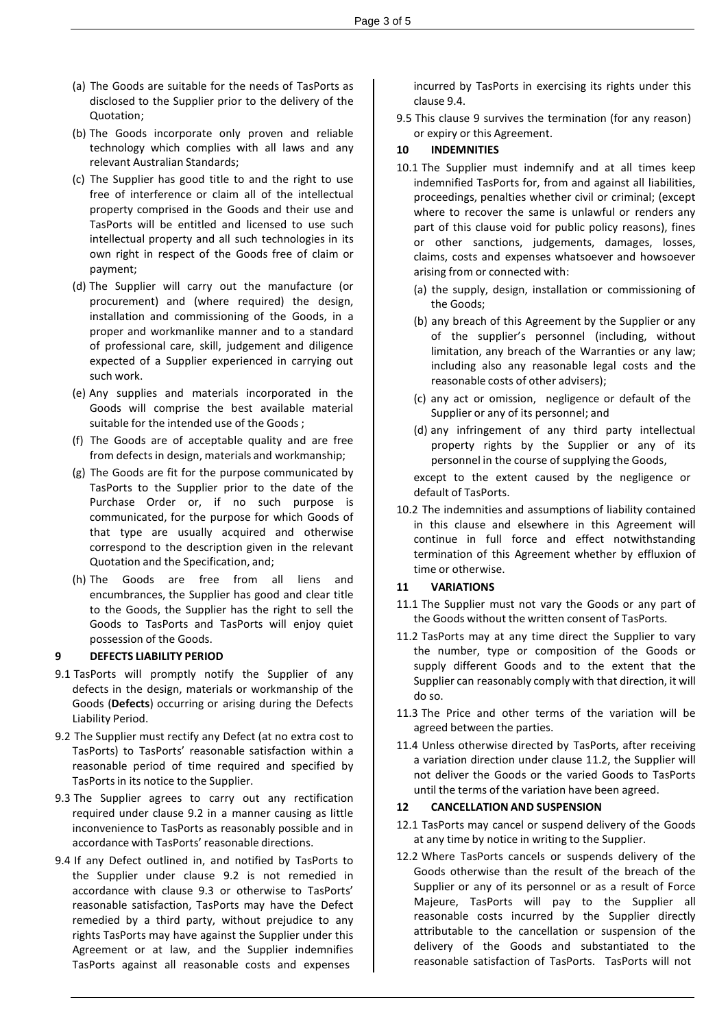(a) The Goods are suitable for the needs of TasPorts as disclosed to the Supplier prior to the delivery of the Quotation;

(b) The Goods incorporate only proven and reliable technology which complies with all laws and any relevant Australian Standards;

(c) The Supplier has good title to and the right to use free of interference or claim all of the intellectual property comprised in the Goods and their use and TasPorts will be entitled and licensed to use such intellectual property and all such technologies in its own right in respect of the Goods free of claim or payment;

(d) The Supplier will carry out the manufacture (or procurement) and (where required) the design, installation and commissioning of the Goods, in a proper and workmanlike manner and to a standard of professional care, skill, judgement and diligence expected of a Supplier experienced in carrying out such work.

(e) Any supplies and materials incorporated in the Goods will comprise the best available material suitable for the intended use of the Goods ;

(f) The Goods are of acceptable quality and are free from defects in design, materials and workmanship;

(g) The Goods are fit for the purpose communicated by TasPorts to the Supplier prior to the date of the Purchase Order or, if no such purpose is communicated, for the purpose for which Goods of that type are usually acquired and otherwise correspond to the description given in the relevant Quotation and the Specification, and;

(h) The Goods are free from all liens and encumbrances, the Supplier has good and clear title to the Goods, the Supplier has the right to sell the Goods to TasPorts and TasPorts will enjoy quiet possession of the Goods.

## 9 DEFECTS LIABILITY PERIOD

9.1 TasPorts will promptly notify the Supplier of any defects in the design, materials or workmanship of the Goods (**Defects**) occurring or arising during the Defects Liability Period.

9.2 The Supplier must rectify any Defect (at no extra cost to TasPorts) to TasPorts' reasonable satisfaction within a reasonable period of time required and specified by TasPorts in its notice to the Supplier.

9.3 The Supplier agrees to carry out any rectification required under clause 9.2 in a manner causing as little inconvenience to TasPorts as reasonably possible and in accordance with TasPorts' reasonable directions.

9.4 If any Defect outlined in, and notified by TasPorts to the Supplier under clause 9.2 is not remedied in accordance with clause 9.3 or otherwise to TasPorts' reasonable satisfaction, TasPorts may have the Defect remedied by a third party, without prejudice to any rights TasPorts may have against the Supplier under this Agreement or at law, and the Supplier indemnifies TasPorts against all reasonable costs and expenses incurred by TasPorts in exercising its rights under this clause 9.4.

9.5 This clause 9 survives the termination (for any reason) or expiry or this Agreement.

## 10 INDEMNITIES

10.1 The Supplier must indemnify and at all times keep indemnified TasPorts for, from and against all liabilities, proceedings, penalties whether civil or criminal; (except where to recover the same is unlawful or renders any part of this clause void for public policy reasons), fines or other sanctions, judgements, damages, losses, claims, costs and expenses whatsoever and howsoever arising from or connected with:

(a) the supply, design, installation or commissioning of the Goods;

(b) any breach of this Agreement by the Supplier or any of the supplier's personnel (including, without limitation, any breach of the Warranties or any law; including also any reasonable legal costs and the reasonable costs of other advisers);

(c) any act or omission, negligence or default of the Supplier or any of its personnel; and

(d) any infringement of any third party intellectual property rights by the Supplier or any of its personnel in the course of supplying the Goods,

except to the extent caused by the negligence or default of TasPorts.

10.2 The indemnities and assumptions of liability contained in this clause and elsewhere in this Agreement will continue in full force and effect notwithstanding termination of this Agreement whether by effluxion of time or otherwise.

## 11 VARIATIONS

11.1 The Supplier must not vary the Goods or any part of the Goods without the written consent of TasPorts.

11.2 TasPorts may at any time direct the Supplier to vary the number, type or composition of the Goods or supply different Goods and to the extent that the Supplier can reasonably comply with that direction, it will do so.

11.3 The Price and other terms of the variation will be agreed between the parties.

11.4 Unless otherwise directed by TasPorts, after receiving a variation direction under clause 11.2, the Supplier will not deliver the Goods or the varied Goods to TasPorts until the terms of the variation have been agreed.

## 12 CANCELLATION AND SUSPENSION

12.1 TasPorts may cancel or suspend delivery of the Goods at any time by notice in writing to the Supplier.

12.2 Where TasPorts cancels or suspends delivery of the Goods otherwise than the result of the breach of the Supplier or any of its personnel or as a result of Force Majeure, TasPorts will pay to the Supplier all reasonable costs incurred by the Supplier directly attributable to the cancellation or suspension of the delivery of the Goods and substantiated to the reasonable satisfaction of TasPorts. TasPorts will not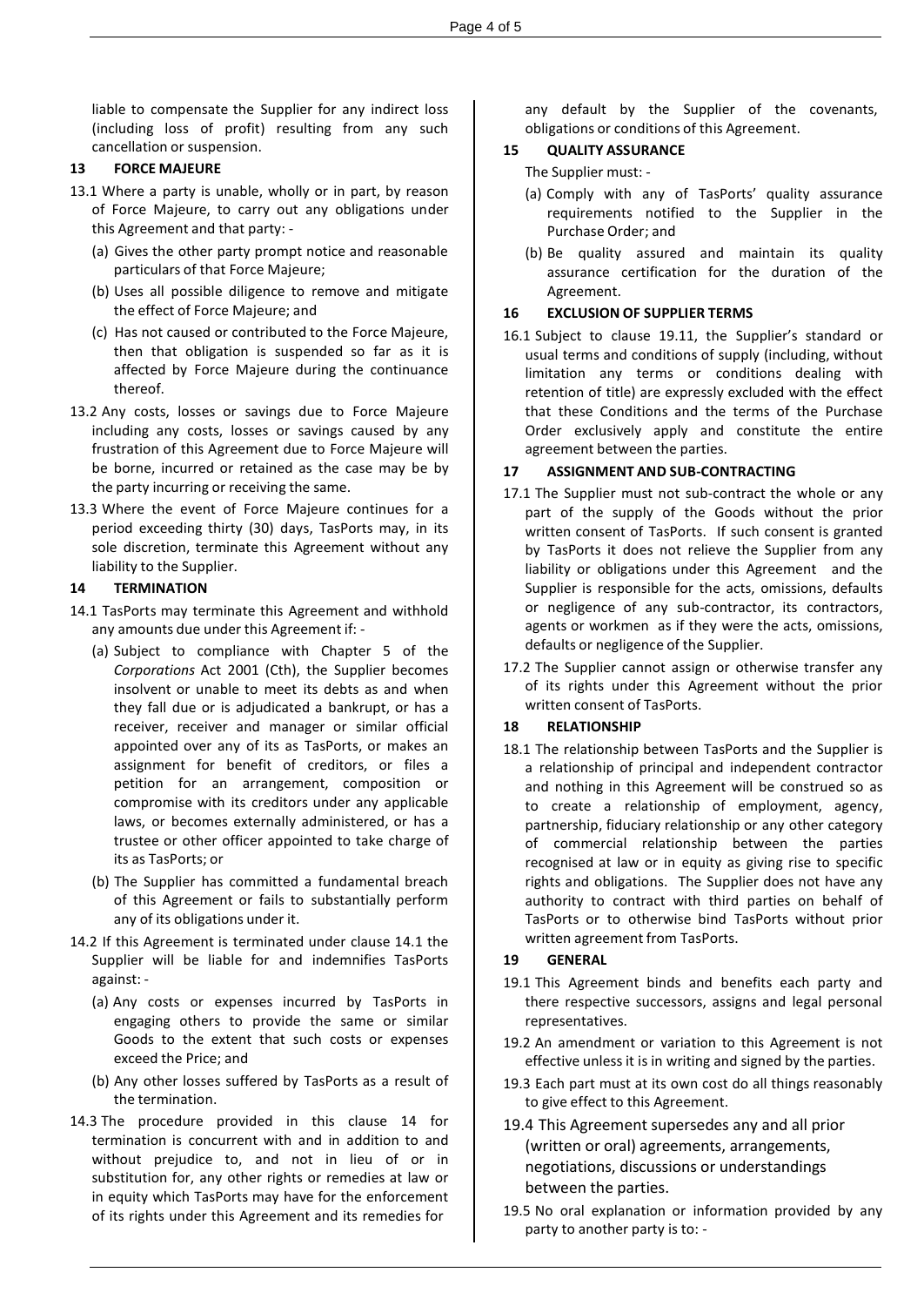liable to compensate the Supplier for any indirect loss (including loss of profit) resulting from any such cancellation or suspension.

## 13 FORCE MAJEURE

13.1 Where a party is unable, wholly or in part, by reason of Force Majeure, to carry out any obligations under this Agreement and that party: -

(a) Gives the other party prompt notice and reasonable particulars of that Force Majeure;

(b) Uses all possible diligence to remove and mitigate the effect of Force Majeure; and

(c) Has not caused or contributed to the Force Majeure, then that obligation is suspended so far as it is affected by Force Majeure during the continuance thereof.

13.2 Any costs, losses or savings due to Force Majeure including any costs, losses or savings caused by any frustration of this Agreement due to Force Majeure will be borne, incurred or retained as the case may be by the party incurring or receiving the same.

13.3 Where the event of Force Majeure continues for a period exceeding thirty (30) days, TasPorts may, in its sole discretion, terminate this Agreement without any liability to the Supplier.

## 14 TERMINATION

14.1 TasPorts may terminate this Agreement and withhold any amounts due under this Agreement if: -

(a) Subject to compliance with Chapter 5 of the *Corporations* Act 2001 (Cth), the Supplier becomes insolvent or unable to meet its debts as and when they fall due or is adjudicated a bankrupt, or has a receiver, receiver and manager or similar official appointed over any of its as TasPorts, or makes an assignment for benefit of creditors, or files a petition for an arrangement, composition or compromise with its creditors under any applicable laws, or becomes externally administered, or has a trustee or other officer appointed to take charge of its as TasPorts; or

(b) The Supplier has committed a fundamental breach of this Agreement or fails to substantially perform any of its obligations under it.

14.2 If this Agreement is terminated under clause 14.1 the Supplier will be liable for and indemnifies TasPorts against: -

(a) Any costs or expenses incurred by TasPorts in engaging others to provide the same or similar Goods to the extent that such costs or expenses exceed the Price; and

(b) Any other losses suffered by TasPorts as a result of the termination.

14.3 The procedure provided in this clause 14 for termination is concurrent with and in addition to and without prejudice to, and not in lieu of or in substitution for, any other rights or remedies at law or in equity which TasPorts may have for the enforcement of its rights under this Agreement and its remedies for any default by the Supplier of the covenants, obligations or conditions of this Agreement.

## 15 QUALITY ASSURANCE

The Supplier must: -

(a) Comply with any of TasPorts' quality assurance requirements notified to the Supplier in the Purchase Order; and

(b) Be quality assured and maintain its quality assurance certification for the duration of the Agreement.

## 16 EXCLUSION OF SUPPLIER TERMS

16.1 Subject to clause 19.11, the Supplier's standard or usual terms and conditions of supply (including, without limitation any terms or conditions dealing with retention of title) are expressly excluded with the effect that these Conditions and the terms of the Purchase Order exclusively apply and constitute the entire agreement between the parties.

## 17 ASSIGNMENT AND SUB-CONTRACTING

17.1 The Supplier must not sub-contract the whole or any part of the supply of the Goods without the prior written consent of TasPorts. If such consent is granted by TasPorts it does not relieve the Supplier from any liability or obligations under this Agreement and the Supplier is responsible for the acts, omissions, defaults or negligence of any sub-contractor, its contractors, agents or workmen as if they were the acts, omissions, defaults or negligence of the Supplier.

17.2 The Supplier cannot assign or otherwise transfer any of its rights under this Agreement without the prior written consent of TasPorts.

## 18 RELATIONSHIP

18.1 The relationship between TasPorts and the Supplier is a relationship of principal and independent contractor and nothing in this Agreement will be construed so as to create a relationship of employment, agency, partnership, fiduciary relationship or any other category of commercial relationship between the parties recognised at law or in equity as giving rise to specific rights and obligations. The Supplier does not have any authority to contract with third parties on behalf of TasPorts or to otherwise bind TasPorts without prior written agreement from TasPorts.

## 19 GENERAL

19.1 This Agreement binds and benefits each party and there respective successors, assigns and legal personal representatives.

19.2 An amendment or variation to this Agreement is not effective unless it is in writing and signed by the parties.

19.3 Each part must at its own cost do all things reasonably to give effect to this Agreement.

19.4 This Agreement supersedes any and all prior (written or oral) agreements, arrangements, negotiations, discussions or understandings between the parties.

19.5 No oral explanation or information provided by any party to another party is to: -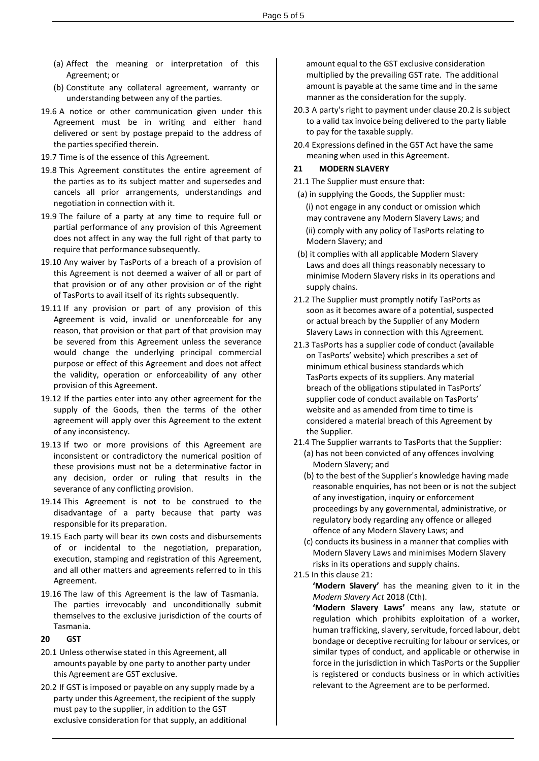(a) Affect the meaning or interpretation of this Agreement; or

(b) Constitute any collateral agreement, warranty or understanding between any of the parties.

19.6 A notice or other communication given under this Agreement must be in writing and either hand delivered or sent by postage prepaid to the address of the parties specified therein.

19.7 Time is of the essence of this Agreement.

19.8 This Agreement constitutes the entire agreement of the parties as to its subject matter and supersedes and cancels all prior arrangements, understandings and negotiation in connection with it.

19.9 The failure of a party at any time to require full or partial performance of any provision of this Agreement does not affect in any way the full right of that party to require that performance subsequently.

19.10 Any waiver by TasPorts of a breach of a provision of this Agreement is not deemed a waiver of all or part of that provision or of any other provision or of the right of TasPorts to avail itself of its rights subsequently.

19.11 If any provision or part of any provision of this Agreement is void, invalid or unenforceable for any reason, that provision or that part of that provision may be severed from this Agreement unless the severance would change the underlying principal commercial purpose or effect of this Agreement and does not affect the validity, operation or enforceability of any other provision of this Agreement.

19.12 If the parties enter into any other agreement for the supply of the Goods, then the terms of the other agreement will apply over this Agreement to the extent of any inconsistency.

19.13 If two or more provisions of this Agreement are inconsistent or contradictory the numerical position of these provisions must not be a determinative factor in any decision, order or ruling that results in the severance of any conflicting provision.

19.14 This Agreement is not to be construed to the disadvantage of a party because that party was responsible for its preparation.

19.15 Each party will bear its own costs and disbursements of or incidental to the negotiation, preparation, execution, stamping and registration of this Agreement, and all other matters and agreements referred to in this Agreement.

19.16 The law of this Agreement is the law of Tasmania. The parties irrevocably and unconditionally submit themselves to the exclusive jurisdiction of the courts of Tasmania.

**20 GST**

20.1 Unless otherwise stated in this Agreement, all amounts payable by one party to another party under this Agreement are GST exclusive.

20.2 If GST is imposed or payable on any supply made by a party under this Agreement, the recipient of the supply must pay to the supplier, in addition to the GST exclusive consideration for that supply, an additional amount equal to the GST exclusive consideration multiplied by the prevailing GST rate. The additional amount is payable at the same time and in the same manner as the consideration for the supply.

20.3 A party's right to payment under clause 20.2 is subject to a valid tax invoice being delivered to the party liable to pay for the taxable supply.

20.4 Expressions defined in the GST Act have the same meaning when used in this Agreement.

**21 MODERN SLAVERY**

21.1 The Supplier must ensure that:

(a) in supplying the Goods, the Supplier must:

(i) not engage in any conduct or omission which may contravene any Modern Slavery Laws; and

(ii) comply with any policy of TasPorts relating to Modern Slavery; and

(b) it complies with all applicable Modern Slavery Laws and does all things reasonably necessary to minimise Modern Slavery risks in its operations and supply chains.

21.2 The Supplier must promptly notify TasPorts as soon as it becomes aware of a potential, suspected or actual breach by the Supplier of any Modern Slavery Laws in connection with this Agreement.

21.3 TasPorts has a supplier code of conduct (available on TasPorts' website) which prescribes a set of minimum ethical business standards which TasPorts expects of its suppliers. Any material breach of the obligations stipulated in TasPorts' supplier code of conduct available on TasPorts' website and as amended from time to time is considered a material breach of this Agreement by the Supplier.

21.4 The Supplier warrants to TasPorts that the Supplier:

(a) has not been convicted of any offences involving Modern Slavery; and

(b) to the best of the Supplier's knowledge having made reasonable enquiries, has not been or is not the subject of any investigation, inquiry or enforcement proceedings by any governmental, administrative, or regulatory body regarding any offence or alleged offence of any Modern Slavery Laws; and

(c) conducts its business in a manner that complies with Modern Slavery Laws and minimises Modern Slavery risks in its operations and supply chains.

21.5 In this clause 21:

**'Modern Slavery'** has the meaning given to it in the *Modern Slavery Act* 2018 (Cth).

**'Modern Slavery Laws'** means any law, statute or regulation which prohibits exploitation of a worker, human trafficking, slavery, servitude, forced labour, debt bondage or deceptive recruiting for labour or services, or similar types of conduct, and applicable or otherwise in force in the jurisdiction in which TasPorts or the Supplier is registered or conducts business or in which activities relevant to the Agreement are to be performed.